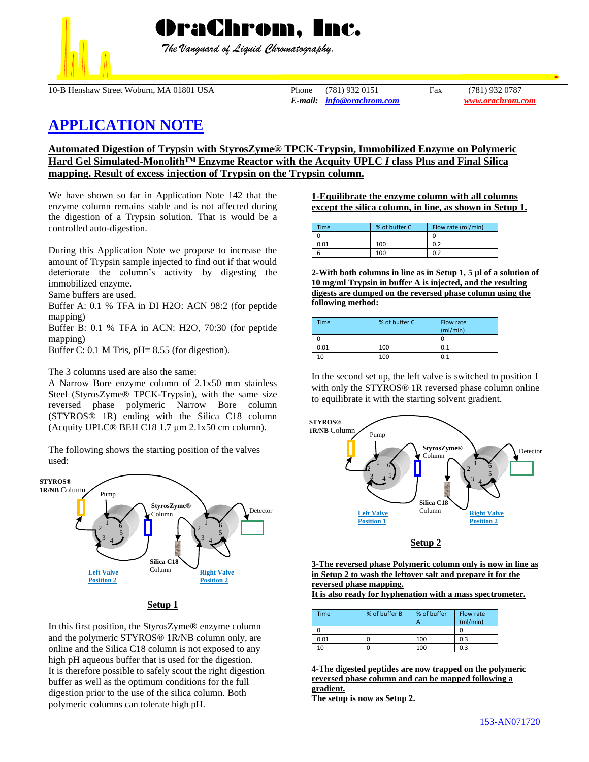# OraChrom, Inc.

*The Vanguard of Liquid Chromatography.*

10-B Henshaw Street Woburn, MA 01801 USA Phone (781) 932 0151 Fax (781) 932 0787
*E-mail:* info@orachrom.com www.orachrom.com

## APPLICATION NOTE

### Automated Digestion of Trypsin with StyrosZyme® TPCK-Trypsin, Immobilized Enzyme on Polymeric Hard Gel Simulated-Monolith™ Enzyme Reactor with the Acquity UPLC *I* class Plus and Final Silica mapping. Result of excess injection of Trypsin on the Trypsin column.

We have shown so far in Application Note 142 that the enzyme column remains stable and is not affected during the digestion of a Trypsin solution. That is would be a controlled auto-digestion.

During this Application Note we propose to increase the amount of Trypsin sample injected to find out if that would deteriorate the column's activity by digesting the immobilized enzyme.
Same buffers are used.
Buffer A: 0.1 % TFA in DI H2O: ACN 98:2 (for peptide mapping)
Buffer B: 0.1 % TFA in ACN: H2O, 70:30 (for peptide mapping)
Buffer C: 0.1 M Tris, pH= 8.55 (for digestion).

The 3 columns used are also the same:
A Narrow Bore enzyme column of 2.1x50 mm stainless Steel (StyrosZyme® TPCK-Trypsin), with the same size reversed phase polymeric Narrow Bore column (STYROS® 1R) ending with the Silica C18 column (Acquity UPLC® BEH C18 1.7 µm 2.1x50 cm column).

The following shows the starting position of the valves used:

STYROS® 1R/NB Column, Pump, StyrosZyme® Column, Detector, Silica C18 Column, Left Valve Position 2, Right Valve Position 2

**Setup 1**

In this first position, the StyrosZyme® enzyme column and the polymeric STYROS® 1R/NB column only, are online and the Silica C18 column is not exposed to any high pH aqueous buffer that is used for the digestion.
It is therefore possible to safely scout the right digestion buffer as well as the optimum conditions for the full digestion prior to the use of the silica column. Both polymeric columns can tolerate high pH.

**1-Equilibrate the enzyme column with all columns except the silica column, in line, as shown in Setup 1.**

| Time | % of buffer C | Flow rate (ml/min) |
|---|---|---|
| 0 | | 0 |
| 0.01 | 100 | 0.2 |
| 6 | 100 | 0.2 |

**2-With both columns in line as in Setup 1, 5 µl of a solution of 10 mg/ml Trypsin in buffer A is injected, and the resulting digests are dumped on the reversed phase column using the following method:**

| Time | % of buffer C | Flow rate (ml/min) |
|---|---|---|
| 0 | | 0 |
| 0.01 | 100 | 0.1 |
| 10 | 100 | 0.1 |

In the second set up, the left valve is switched to position 1 with only the STYROS® 1R reversed phase column online to equilibrate it with the starting solvent gradient.

STYROS® 1R/NB Column, Pump, StyrosZyme® Column, Detector, Silica C18 Column, Left Valve Position 1, Right Valve Position 2

**Setup 2**

**3-The reversed phase Polymeric column only is now in line as in Setup 2 to wash the leftover salt and prepare it for the reversed phase mapping.**
**It is also ready for hyphenation with a mass spectrometer.**

| Time | % of buffer B | % of buffer A | Flow rate (ml/min) |
|---|---|---|---|
| 0 | | | 0 |
| 0.01 | 0 | 100 | 0.3 |
| 10 | 0 | 100 | 0.3 |

**4-The digested peptides are now trapped on the polymeric reversed phase column and can be mapped following a gradient.**
**The setup is now as Setup 2.**

153-AN071720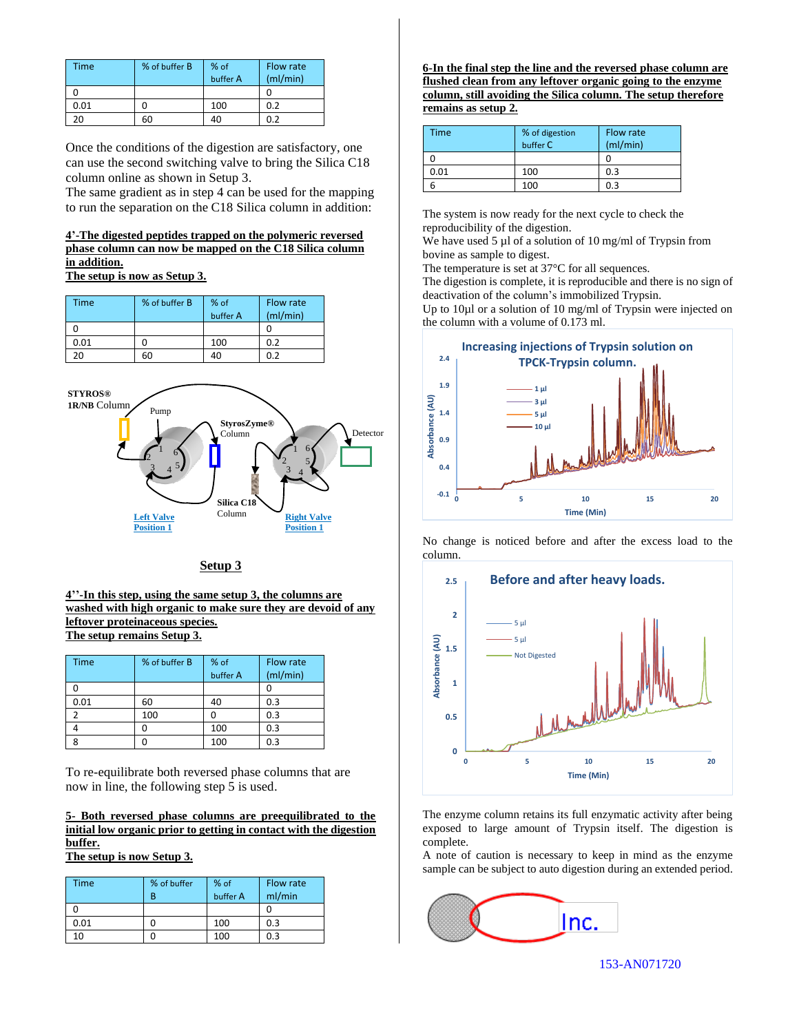| Time | % of buffer B | % of buffer A | Flow rate (ml/min) |
|---|---|---|---|
| 0 | | | 0 |
| 0.01 | 0 | 100 | 0.2 |
| 20 | 60 | 40 | 0.2 |

Once the conditions of the digestion are satisfactory, one can use the second switching valve to bring the Silica C18 column online as shown in Setup 3.
The same gradient as in step 4 can be used for the mapping to run the separation on the C18 Silica column in addition:

**4'-The digested peptides trapped on the polymeric reversed phase column can now be mapped on the C18 Silica column in addition.**
**The setup is now as Setup 3.**

| Time | % of buffer B | % of buffer A | Flow rate (ml/min) |
|---|---|---|---|
| 0 | | | 0 |
| 0.01 | 0 | 100 | 0.2 |
| 20 | 60 | 40 | 0.2 |

STYROS® 1R/NB Column
Pump
StyrosZyme® Column
Detector
Silica C18 Column
Left Valve Position 1
Right Valve Position 1

**Setup 3**

**4''-In this step, using the same setup 3, the columns are washed with high organic to make sure they are devoid of any leftover proteinaceous species.**
**The setup remains Setup 3.**

| Time | % of buffer B | % of buffer A | Flow rate (ml/min) |
|---|---|---|---|
| 0 | | | 0 |
| 0.01 | 60 | 40 | 0.3 |
| 2 | 100 | 0 | 0.3 |
| 4 | 0 | 100 | 0.3 |
| 8 | 0 | 100 | 0.3 |

To re-equilibrate both reversed phase columns that are now in line, the following step 5 is used.

**5- Both reversed phase columns are preequilibrated to the initial low organic prior to getting in contact with the digestion buffer.**
**The setup is now Setup 3.**

| Time | % of buffer B | % of buffer A | Flow rate ml/min |
|---|---|---|---|
| 0 | | | 0 |
| 0.01 | 0 | 100 | 0.3 |
| 10 | 0 | 100 | 0.3 |

**6-In the final step the line and the reversed phase column are flushed clean from any leftover organic going to the enzyme column, still avoiding the Silica column. The setup therefore remains as setup 2.**

| Time | % of digestion buffer C | Flow rate (ml/min) |
|---|---|---|
| 0 | | 0 |
| 0.01 | 100 | 0.3 |
| 6 | 100 | 0.3 |

The system is now ready for the next cycle to check the reproducibility of the digestion.
We have used 5 µl of a solution of 10 mg/ml of Trypsin from bovine as sample to digest.
The temperature is set at 37°C for all sequences.
The digestion is complete, it is reproducible and there is no sign of deactivation of the column's immobilized Trypsin.
Up to 10µl or a solution of 10 mg/ml of Trypsin were injected on the column with a volume of 0.173 ml.

Increasing injections of Trypsin solution on TPCK-Trypsin column.
Absorbance (AU)
2.4
1.9
1.4
0.9
0.4
-0.1
0
5
10
15
20
Time (Min)
1 µl
3 µl
5 µl
10 µl

No change is noticed before and after the excess load to the column.

Before and after heavy loads.
Absorbance (AU)
2.5
2
1.5
1
0.5
0
0
5
10
15
20
Time (Min)
5 µl
5 µl
Not Digested

The enzyme column retains its full enzymatic activity after being exposed to large amount of Trypsin itself. The digestion is complete.
A note of caution is necessary to keep in mind as the enzyme sample can be subject to auto digestion during an extended period.

Inc.

153-AN071720